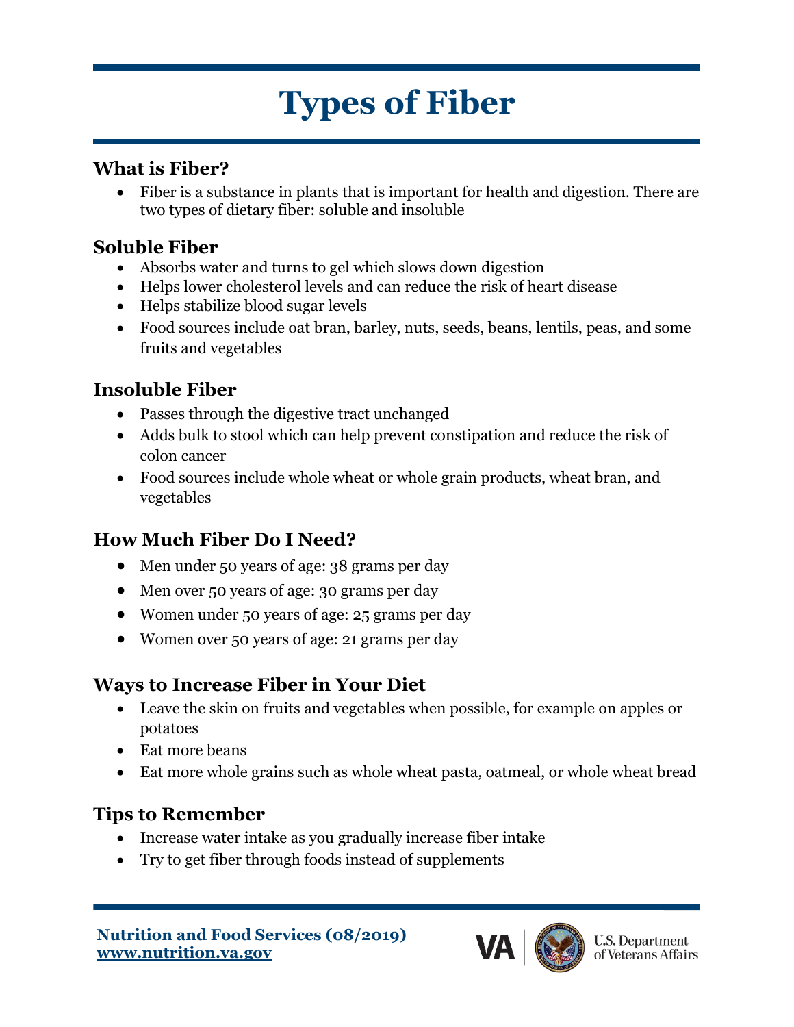# Types of Fiber

## What is Fiber?

- Fiber is a substance in plants that is important for health and digestion. There are two types of dietary fiber: soluble and insoluble

## Soluble Fiber

- Absorbs water and turns to gel which slows down digestion
- Helps lower cholesterol levels and can reduce the risk of heart disease
- Helps stabilize blood sugar levels
- Food sources include oat bran, barley, nuts, seeds, beans, lentils, peas, and some fruits and vegetables

## Insoluble Fiber

- Passes through the digestive tract unchanged
- Adds bulk to stool which can help prevent constipation and reduce the risk of colon cancer
- Food sources include whole wheat or whole grain products, wheat bran, and vegetables

## How Much Fiber Do I Need?

- Men under 50 years of age: 38 grams per day
- Men over 50 years of age: 30 grams per day
- Women under 50 years of age: 25 grams per day
- Women over 50 years of age: 21 grams per day

## Ways to Increase Fiber in Your Diet

- Leave the skin on fruits and vegetables when possible, for example on apples or potatoes
- Eat more beans
- Eat more whole grains such as whole wheat pasta, oatmeal, or whole wheat bread

## Tips to Remember

- Increase water intake as you gradually increase fiber intake
- Try to get fiber through foods instead of supplements

**Nutrition and Food Services (08/2019)**
**www.nutrition.va.gov**

VA U.S. Department of Veterans Affairs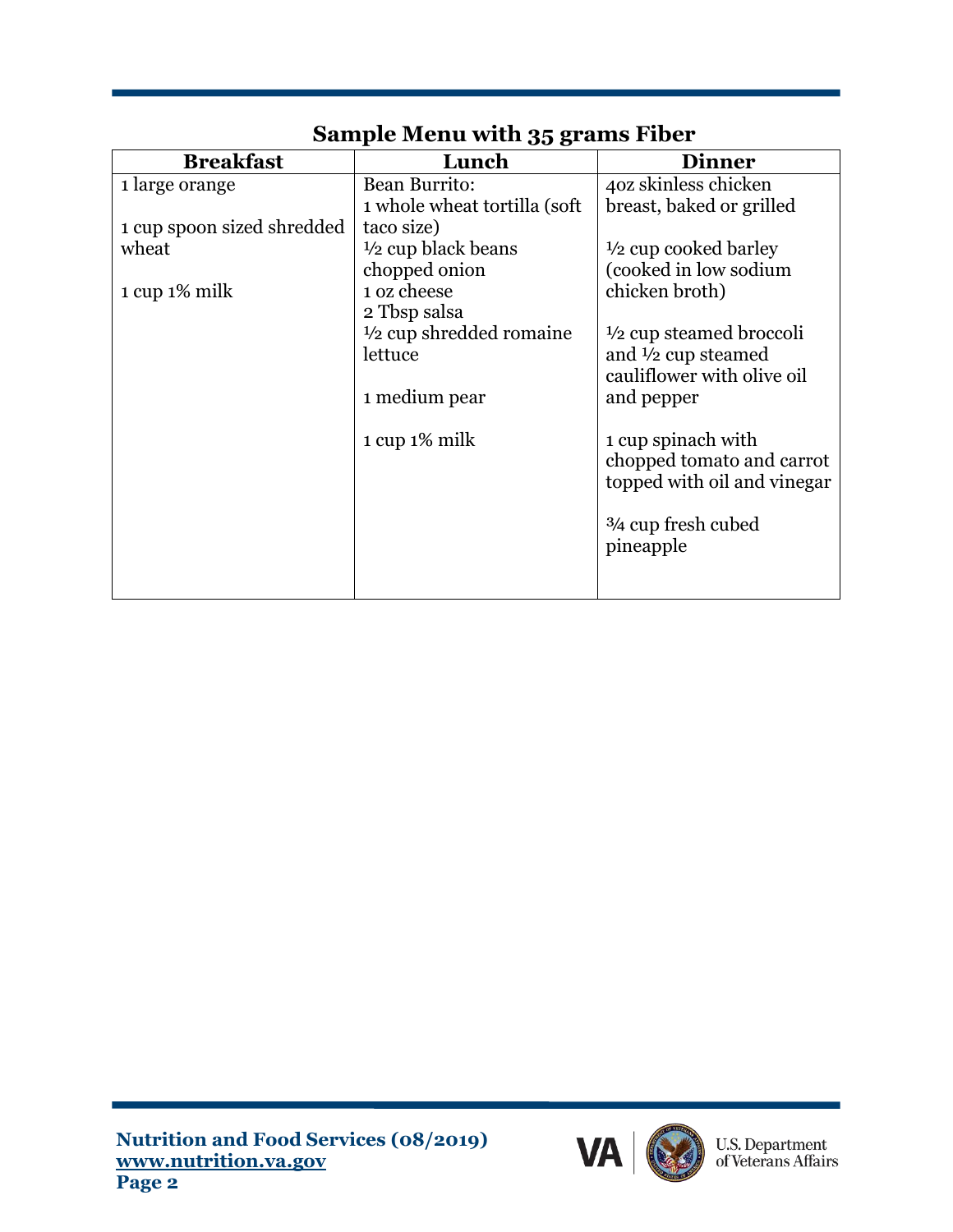## Sample Menu with 35 grams Fiber

| Breakfast | Lunch | Dinner |
|---|---|---|
| 1 large orange<br><br>1 cup spoon sized shredded wheat<br><br>1 cup 1% milk | Bean Burrito:<br>1 whole wheat tortilla (soft taco size)<br>½ cup black beans<br>chopped onion<br>1 oz cheese<br>2 Tbsp salsa<br>½ cup shredded romaine lettuce<br><br>1 medium pear<br><br>1 cup 1% milk | 4oz skinless chicken breast, baked or grilled<br><br>½ cup cooked barley (cooked in low sodium chicken broth)<br><br>½ cup steamed broccoli and ½ cup steamed cauliflower with olive oil and pepper<br><br>1 cup spinach with chopped tomato and carrot topped with oil and vinegar<br><br>¾ cup fresh cubed pineapple |

**Nutrition and Food Services (08/2019)**
**www.nutrition.va.gov**